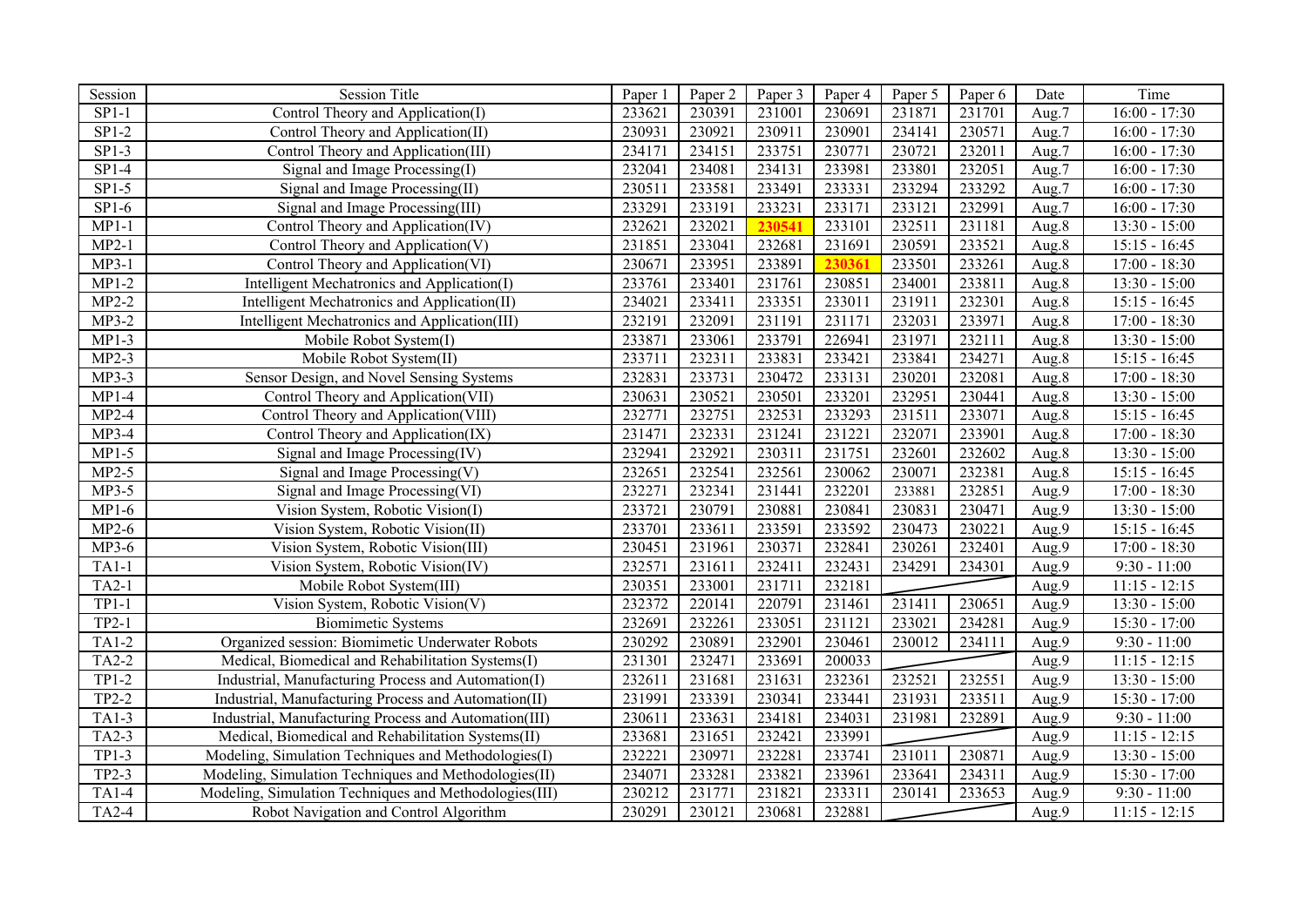| Session | Session Title | Paper 1 | Paper 2 | Paper 3 | Paper 4 | Paper 5 | Paper 6 | Date | Time |
|---|---|---|---|---|---|---|---|---|---|
| SP1-1 | Control Theory and Application(I) | 233621 | 230391 | 231001 | 230691 | 231871 | 231701 | Aug.7 | 16:00 - 17:30 |
| SP1-2 | Control Theory and Application(II) | 230931 | 230921 | 230911 | 230901 | 234141 | 230571 | Aug.7 | 16:00 - 17:30 |
| SP1-3 | Control Theory and Application(III) | 234171 | 234151 | 233751 | 230771 | 230721 | 232011 | Aug.7 | 16:00 - 17:30 |
| SP1-4 | Signal and Image Processing(I) | 232041 | 234081 | 234131 | 233981 | 233801 | 232051 | Aug.7 | 16:00 - 17:30 |
| SP1-5 | Signal and Image Processing(II) | 230511 | 233581 | 233491 | 233331 | 233294 | 233292 | Aug.7 | 16:00 - 17:30 |
| SP1-6 | Signal and Image Processing(III) | 233291 | 233191 | 233231 | 233171 | 233121 | 232991 | Aug.7 | 16:00 - 17:30 |
| MP1-1 | Control Theory and Application(IV) | 232621 | 232021 | **230541** | 233101 | 232511 | 231181 | Aug.8 | 13:30 - 15:00 |
| MP2-1 | Control Theory and Application(V) | 231851 | 233041 | 232681 | 231691 | 230591 | 233521 | Aug.8 | 15:15 - 16:45 |
| MP3-1 | Control Theory and Application(VI) | 230671 | 233951 | 233891 | **230361** | 233501 | 233261 | Aug.8 | 17:00 - 18:30 |
| MP1-2 | Intelligent Mechatronics and Application(I) | 233761 | 233401 | 231761 | 230851 | 234001 | 233811 | Aug.8 | 13:30 - 15:00 |
| MP2-2 | Intelligent Mechatronics and Application(II) | 234021 | 233411 | 233351 | 233011 | 231911 | 232301 | Aug.8 | 15:15 - 16:45 |
| MP3-2 | Intelligent Mechatronics and Application(III) | 232191 | 232091 | 231191 | 231171 | 232031 | 233971 | Aug.8 | 17:00 - 18:30 |
| MP1-3 | Mobile Robot System(I) | 233871 | 233061 | 233791 | 226941 | 231971 | 232111 | Aug.8 | 13:30 - 15:00 |
| MP2-3 | Mobile Robot System(II) | 233711 | 232311 | 233831 | 233421 | 233841 | 234271 | Aug.8 | 15:15 - 16:45 |
| MP3-3 | Sensor Design, and Novel Sensing Systems | 232831 | 233731 | 230472 | 233131 | 230201 | 232081 | Aug.8 | 17:00 - 18:30 |
| MP1-4 | Control Theory and Application(VII) | 230631 | 230521 | 230501 | 233201 | 232951 | 230441 | Aug.8 | 13:30 - 15:00 |
| MP2-4 | Control Theory and Application(VIII) | 232771 | 232751 | 232531 | 233293 | 231511 | 233071 | Aug.8 | 15:15 - 16:45 |
| MP3-4 | Control Theory and Application(IX) | 231471 | 232331 | 231241 | 231221 | 232071 | 233901 | Aug.8 | 17:00 - 18:30 |
| MP1-5 | Signal and Image Processing(IV) | 232941 | 232921 | 230311 | 231751 | 232601 | 232602 | Aug.8 | 13:30 - 15:00 |
| MP2-5 | Signal and Image Processing(V) | 232651 | 232541 | 232561 | 230062 | 230071 | 232381 | Aug.8 | 15:15 - 16:45 |
| MP3-5 | Signal and Image Processing(VI) | 232271 | 232341 | 231441 | 232201 | 233881 | 232851 | Aug.9 | 17:00 - 18:30 |
| MP1-6 | Vision System, Robotic Vision(I) | 233721 | 230791 | 230881 | 230841 | 230831 | 230471 | Aug.9 | 13:30 - 15:00 |
| MP2-6 | Vision System, Robotic Vision(II) | 233701 | 233611 | 233591 | 233592 | 230473 | 230221 | Aug.9 | 15:15 - 16:45 |
| MP3-6 | Vision System, Robotic Vision(III) | 230451 | 231961 | 230371 | 232841 | 230261 | 232401 | Aug.9 | 17:00 - 18:30 |
| TA1-1 | Vision System, Robotic Vision(IV) | 232571 | 231611 | 232411 | 232431 | 234291 | 234301 | Aug.9 | 9:30 - 11:00 |
| TA2-1 | Mobile Robot System(III) | 230351 | 233001 | 231711 | 232181 | | | Aug.9 | 11:15 - 12:15 |
| TP1-1 | Vision System, Robotic Vision(V) | 232372 | 220141 | 220791 | 231461 | 231411 | 230651 | Aug.9 | 13:30 - 15:00 |
| TP2-1 | Biomimetic Systems | 232691 | 232261 | 233051 | 231121 | 233021 | 234281 | Aug.9 | 15:30 - 17:00 |
| TA1-2 | Organized session: Biomimetic Underwater Robots | 230292 | 230891 | 232901 | 230461 | 230012 | 234111 | Aug.9 | 9:30 - 11:00 |
| TA2-2 | Medical, Biomedical and Rehabilitation Systems(I) | 231301 | 232471 | 233691 | 200033 | | | Aug.9 | 11:15 - 12:15 |
| TP1-2 | Industrial, Manufacturing Process and Automation(I) | 232611 | 231681 | 231631 | 232361 | 232521 | 232551 | Aug.9 | 13:30 - 15:00 |
| TP2-2 | Industrial, Manufacturing Process and Automation(II) | 231991 | 233391 | 230341 | 233441 | 231931 | 233511 | Aug.9 | 15:30 - 17:00 |
| TA1-3 | Industrial, Manufacturing Process and Automation(III) | 230611 | 233631 | 234181 | 234031 | 231981 | 232891 | Aug.9 | 9:30 - 11:00 |
| TA2-3 | Medical, Biomedical and Rehabilitation Systems(II) | 233681 | 231651 | 232421 | 233991 | | | Aug.9 | 11:15 - 12:15 |
| TP1-3 | Modeling, Simulation Techniques and Methodologies(I) | 232221 | 230971 | 232281 | 233741 | 231011 | 230871 | Aug.9 | 13:30 - 15:00 |
| TP2-3 | Modeling, Simulation Techniques and Methodologies(II) | 234071 | 233281 | 233821 | 233961 | 233641 | 234311 | Aug.9 | 15:30 - 17:00 |
| TA1-4 | Modeling, Simulation Techniques and Methodologies(III) | 230212 | 231771 | 231821 | 233311 | 230141 | 233653 | Aug.9 | 9:30 - 11:00 |
| TA2-4 | Robot Navigation and Control Algorithm | 230291 | 230121 | 230681 | 232881 | | | Aug.9 | 11:15 - 12:15 |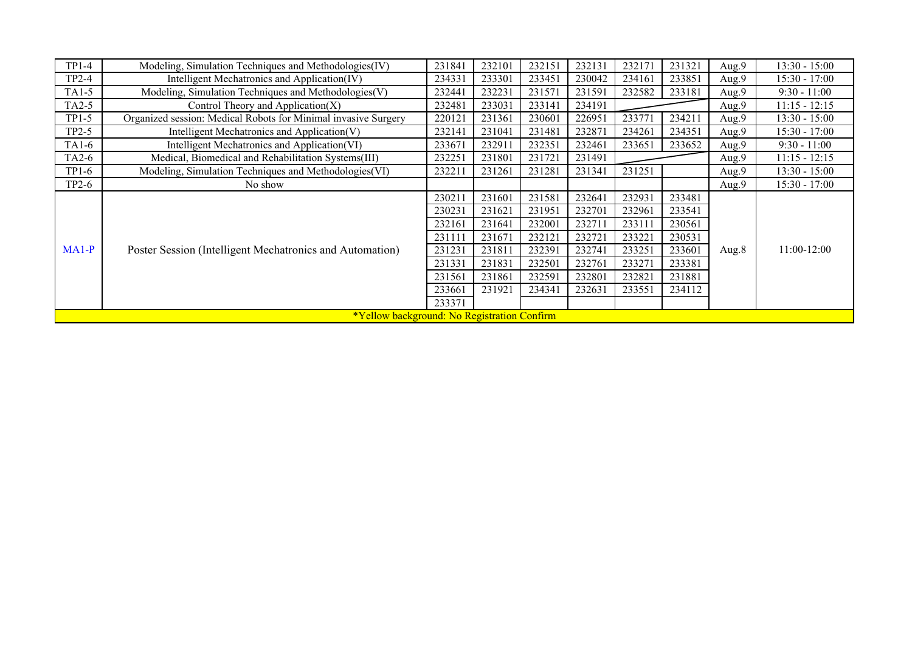| | | | | | | | | | |
|---|---|---|---|---|---|---|---|---|---|
| TP1-4 | Modeling, Simulation Techniques and Methodologies(IV) | 231841 | 232101 | 232151 | 232131 | 232171 | 231321 | Aug.9 | 13:30 - 15:00 |
| TP2-4 | Intelligent Mechatronics and Application(IV) | 234331 | 233301 | 233451 | 230042 | 234161 | 233851 | Aug.9 | 15:30 - 17:00 |
| TA1-5 | Modeling, Simulation Techniques and Methodologies(V) | 232441 | 232231 | 231571 | 231591 | 232582 | 233181 | Aug.9 | 9:30 - 11:00 |
| TA2-5 | Control Theory and Application(X) | 232481 | 233031 | 233141 | 234191 | | | Aug.9 | 11:15 - 12:15 |
| TP1-5 | Organized session: Medical Robots for Minimal invasive Surgery | 220121 | 231361 | 230601 | 226951 | 233771 | 234211 | Aug.9 | 13:30 - 15:00 |
| TP2-5 | Intelligent Mechatronics and Application(V) | 232141 | 231041 | 231481 | 232871 | 234261 | 234351 | Aug.9 | 15:30 - 17:00 |
| TA1-6 | Intelligent Mechatronics and Application(VI) | 233671 | 232911 | 232351 | 232461 | 233651 | 233652 | Aug.9 | 9:30 - 11:00 |
| TA2-6 | Medical, Biomedical and Rehabilitation Systems(III) | 232251 | 231801 | 231721 | 231491 | | | Aug.9 | 11:15 - 12:15 |
| TP1-6 | Modeling, Simulation Techniques and Methodologies(VI) | 232211 | 231261 | 231281 | 231341 | 231251 | | Aug.9 | 13:30 - 15:00 |
| TP2-6 | No show | | | | | | | Aug.9 | 15:30 - 17:00 |
| MA1-P | Poster Session (Intelligent Mechatronics and Automation) | 230211 | 231601 | 231581 | 232641 | 232931 | 233481 | Aug.8 | 11:00-12:00 |
| | | 230231 | 231621 | 231951 | 232701 | 232961 | 233541 | | |
| | | 232161 | 231641 | 232001 | 232711 | 233111 | 230561 | | |
| | | 231111 | 231671 | 232121 | 232721 | 233221 | 230531 | | |
| | | 231231 | 231811 | 232391 | 232741 | 233251 | 233601 | | |
| | | 231331 | 231831 | 232501 | 232761 | 233271 | 233381 | | |
| | | 231561 | 231861 | 232591 | 232801 | 232821 | 231881 | | |
| | | 233661 | 231921 | 234341 | 232631 | 233551 | 234112 | | |
| | | 233371 | | | | | | | |

*Yellow background: No Registration Confirm